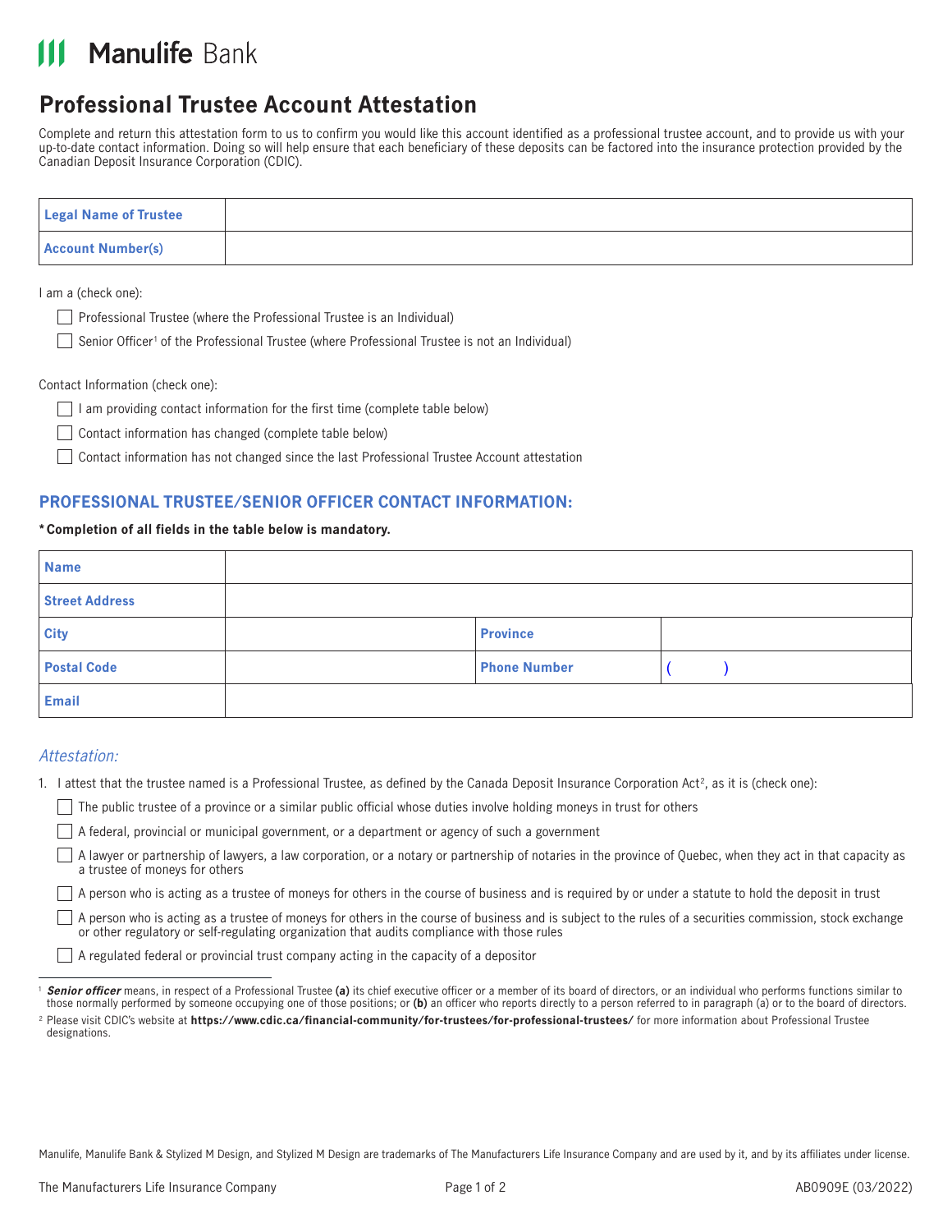# Manulife Bank

## Professional Trustee Account Attestation

Complete and return this attestation form to us to confirm you would like this account identified as a professional trustee account, and to provide us with your up-to-date contact information. Doing so will help ensure that each beneficiary of these deposits can be factored into the insurance protection provided by the Canadian Deposit Insurance Corporation (CDIC).

| **Legal Name of Trustee** | |
|---|---|
| **Account Number(s)** | |

I am a (check one):

- ☐ Professional Trustee (where the Professional Trustee is an Individual)
- ☐ Senior Officer[1] of the Professional Trustee (where Professional Trustee is not an Individual)

Contact Information (check one):

- ☐ I am providing contact information for the first time (complete table below)
- ☐ Contact information has changed (complete table below)
- ☐ Contact information has not changed since the last Professional Trustee Account attestation

### PROFESSIONAL TRUSTEE/SENIOR OFFICER CONTACT INFORMATION:

**\*Completion of all fields in the table below is mandatory.**

| **Name** | | | |
|---|---|---|---|
| **Street Address** | | | |
| **City** | | **Province** | |
| **Postal Code** | | **Phone Number** | (      ) |
| **Email** | | | |

### *Attestation:*

1. I attest that the trustee named is a Professional Trustee, as defined by the Canada Deposit Insurance Corporation Act[2], as it is (check one):
   - ☐ The public trustee of a province or a similar public official whose duties involve holding moneys in trust for others
   - ☐ A federal, provincial or municipal government, or a department or agency of such a government
   - ☐ A lawyer or partnership of lawyers, a law corporation, or a notary or partnership of notaries in the province of Quebec, when they act in that capacity as a trustee of moneys for others
   - ☐ A person who is acting as a trustee of moneys for others in the course of business and is required by or under a statute to hold the deposit in trust
   - ☐ A person who is acting as a trustee of moneys for others in the course of business and is subject to the rules of a securities commission, stock exchange or other regulatory or self-regulating organization that audits compliance with those rules
   - ☐ A regulated federal or provincial trust company acting in the capacity of a depositor

---

[1] ***Senior officer*** means, in respect of a Professional Trustee **(a)** its chief executive officer or a member of its board of directors, or an individual who performs functions similar to those normally performed by someone occupying one of those positions; or **(b)** an officer who reports directly to a person referred to in paragraph (a) or to the board of directors.

[2] Please visit CDIC's website at **https://www.cdic.ca/financial-community/for-trustees/for-professional-trustees/** for more information about Professional Trustee designations.

Manulife, Manulife Bank & Stylized M Design, and Stylized M Design are trademarks of The Manufacturers Life Insurance Company and are used by it, and by its affiliates under license.

The Manufacturers Life Insurance Company AB0909E (03/2022)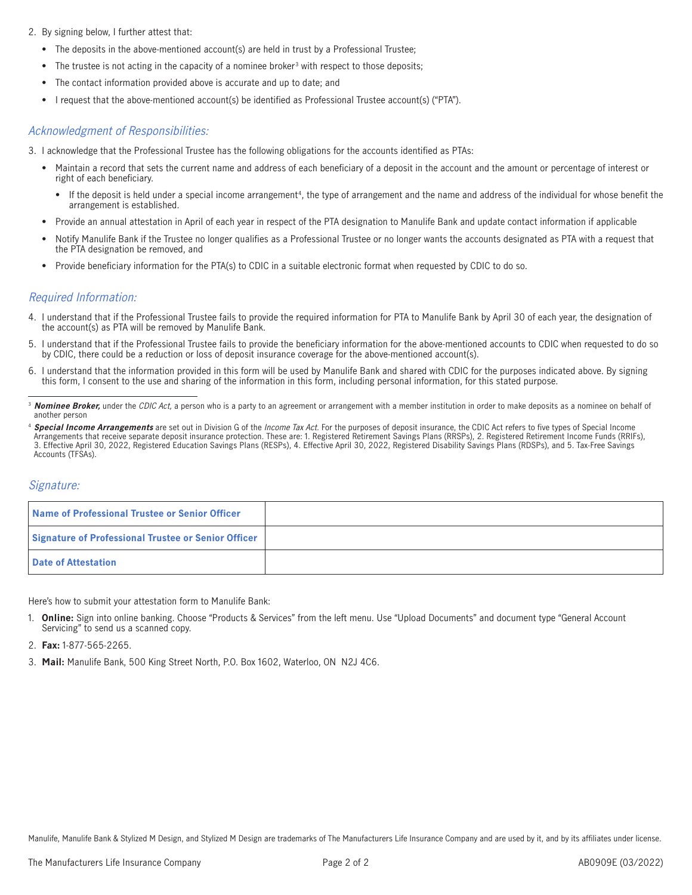2. By signing below, I further attest that:
   - The deposits in the above-mentioned account(s) are held in trust by a Professional Trustee;
   - The trustee is not acting in the capacity of a nominee broker[3] with respect to those deposits;
   - The contact information provided above is accurate and up to date; and
   - I request that the above-mentioned account(s) be identified as Professional Trustee account(s) ("PTA").

## *Acknowledgment of Responsibilities:*

3. I acknowledge that the Professional Trustee has the following obligations for the accounts identified as PTAs:
   - Maintain a record that sets the current name and address of each beneficiary of a deposit in the account and the amount or percentage of interest or right of each beneficiary.
     - If the deposit is held under a special income arrangement[4], the type of arrangement and the name and address of the individual for whose benefit the arrangement is established.
   - Provide an annual attestation in April of each year in respect of the PTA designation to Manulife Bank and update contact information if applicable
   - Notify Manulife Bank if the Trustee no longer qualifies as a Professional Trustee or no longer wants the accounts designated as PTA with a request that the PTA designation be removed, and
   - Provide beneficiary information for the PTA(s) to CDIC in a suitable electronic format when requested by CDIC to do so.

## *Required Information:*

4. I understand that if the Professional Trustee fails to provide the required information for PTA to Manulife Bank by April 30 of each year, the designation of the account(s) as PTA will be removed by Manulife Bank.
5. I understand that if the Professional Trustee fails to provide the beneficiary information for the above-mentioned accounts to CDIC when requested to do so by CDIC, there could be a reduction or loss of deposit insurance coverage for the above-mentioned account(s).
6. I understand that the information provided in this form will be used by Manulife Bank and shared with CDIC for the purposes indicated above. By signing this form, I consent to the use and sharing of the information in this form, including personal information, for this stated purpose.

---

[3] ***Nominee Broker,*** under the *CDIC Act,* a person who is a party to an agreement or arrangement with a member institution in order to make deposits as a nominee on behalf of another person

[4] ***Special Income Arrangements*** are set out in Division G of the *Income Tax Act.* For the purposes of deposit insurance, the CDIC Act refers to five types of Special Income Arrangements that receive separate deposit insurance protection. These are: 1. Registered Retirement Savings Plans (RRSPs), 2. Registered Retirement Income Funds (RRIFs), 3. Effective April 30, 2022, Registered Education Savings Plans (RESPs), 4. Effective April 30, 2022, Registered Disability Savings Plans (RDSPs), and 5. Tax-Free Savings Accounts (TFSAs).

## *Signature:*

| | |
|---|---|
| **Name of Professional Trustee or Senior Officer** | |
| **Signature of Professional Trustee or Senior Officer** | |
| **Date of Attestation** | |

Here's how to submit your attestation form to Manulife Bank:

1. **Online:** Sign into online banking. Choose "Products & Services" from the left menu. Use "Upload Documents" and document type "General Account Servicing" to send us a scanned copy.
2. **Fax:** 1-877-565-2265.
3. **Mail:** Manulife Bank, 500 King Street North, P.O. Box 1602, Waterloo, ON N2J 4C6.

Manulife, Manulife Bank & Stylized M Design, and Stylized M Design are trademarks of The Manufacturers Life Insurance Company and are used by it, and by its affiliates under license.

The Manufacturers Life Insurance Company AB0909E (03/2022)